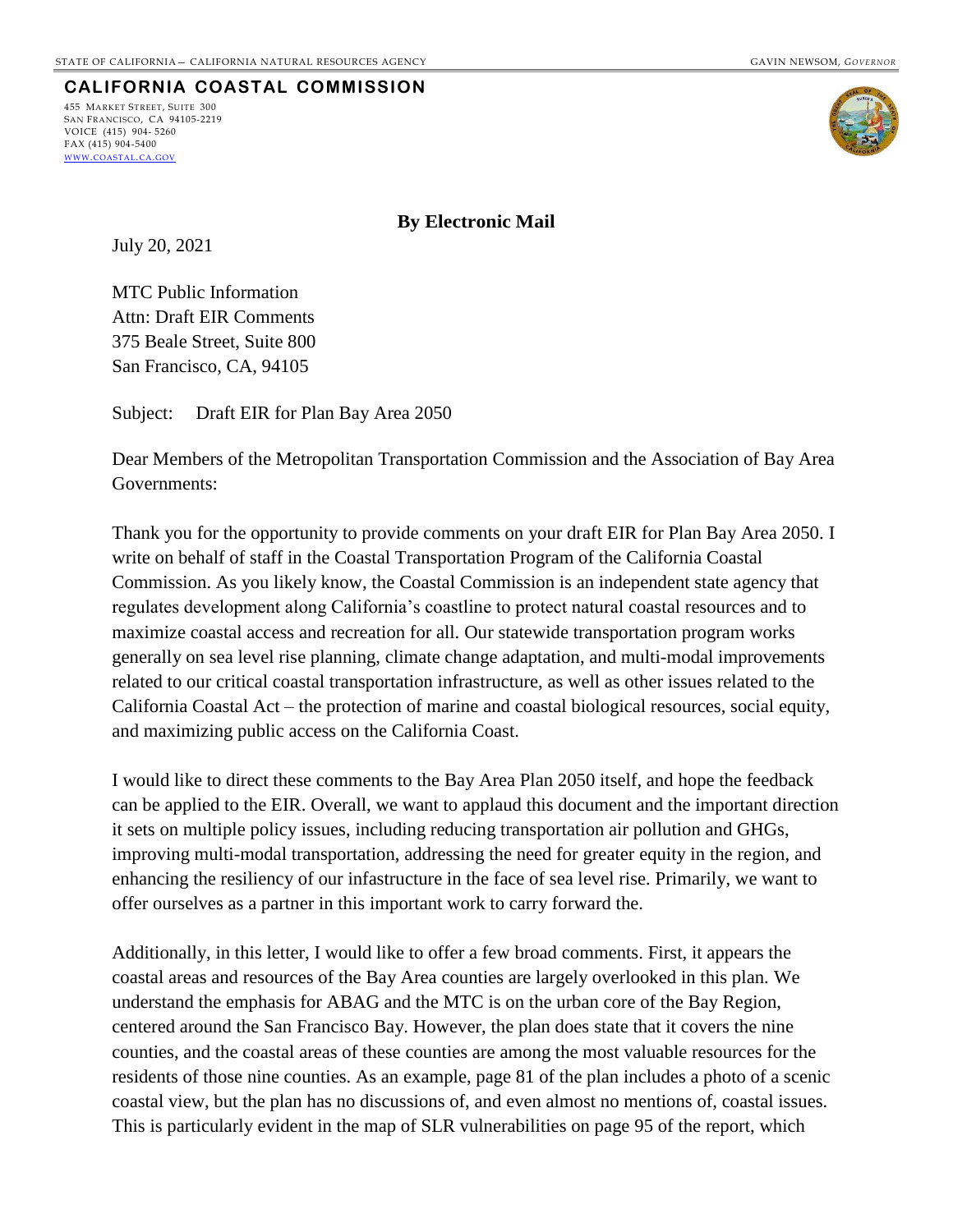STATE OF CALIFORNIA – CALIFORNIA NATURAL RESOURCES AGENCY GAVIN NEWSOM, *GOVERNOR*

**CALIFORNIA COASTAL COMMISSION**

455 MARKET STREET, SUITE 300
SAN FRANCISCO, CA 94105-2219
VOICE (415) 904- 5260
FAX (415) 904-5400
WWW.COASTAL.CA.GOV

**By Electronic Mail**

July 20, 2021

MTC Public Information
Attn: Draft EIR Comments
375 Beale Street, Suite 800
San Francisco, CA, 94105

Subject: Draft EIR for Plan Bay Area 2050

Dear Members of the Metropolitan Transportation Commission and the Association of Bay Area Governments:

Thank you for the opportunity to provide comments on your draft EIR for Plan Bay Area 2050. I write on behalf of staff in the Coastal Transportation Program of the California Coastal Commission. As you likely know, the Coastal Commission is an independent state agency that regulates development along California's coastline to protect natural coastal resources and to maximize coastal access and recreation for all. Our statewide transportation program works generally on sea level rise planning, climate change adaptation, and multi-modal improvements related to our critical coastal transportation infrastructure, as well as other issues related to the California Coastal Act – the protection of marine and coastal biological resources, social equity, and maximizing public access on the California Coast.

I would like to direct these comments to the Bay Area Plan 2050 itself, and hope the feedback can be applied to the EIR. Overall, we want to applaud this document and the important direction it sets on multiple policy issues, including reducing transportation air pollution and GHGs, improving multi-modal transportation, addressing the need for greater equity in the region, and enhancing the resiliency of our infastructure in the face of sea level rise. Primarily, we want to offer ourselves as a partner in this important work to carry forward the.

Additionally, in this letter, I would like to offer a few broad comments. First, it appears the coastal areas and resources of the Bay Area counties are largely overlooked in this plan. We understand the emphasis for ABAG and the MTC is on the urban core of the Bay Region, centered around the San Francisco Bay. However, the plan does state that it covers the nine counties, and the coastal areas of these counties are among the most valuable resources for the residents of those nine counties. As an example, page 81 of the plan includes a photo of a scenic coastal view, but the plan has no discussions of, and even almost no mentions of, coastal issues. This is particularly evident in the map of SLR vulnerabilities on page 95 of the report, which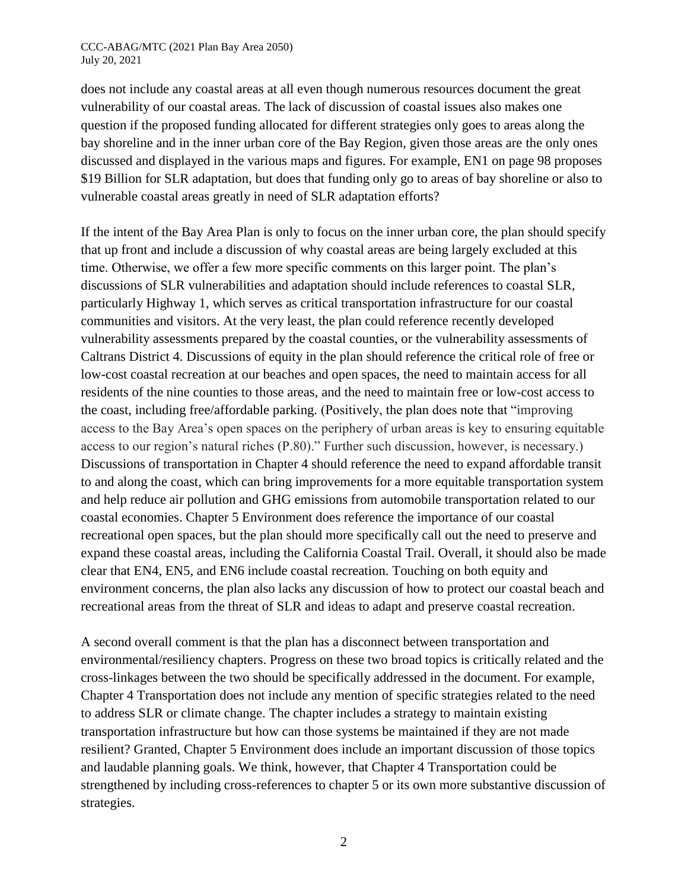does not include any coastal areas at all even though numerous resources document the great vulnerability of our coastal areas. The lack of discussion of coastal issues also makes one question if the proposed funding allocated for different strategies only goes to areas along the bay shoreline and in the inner urban core of the Bay Region, given those areas are the only ones discussed and displayed in the various maps and figures. For example, EN1 on page 98 proposes $19 Billion for SLR adaptation, but does that funding only go to areas of bay shoreline or also to vulnerable coastal areas greatly in need of SLR adaptation efforts?

If the intent of the Bay Area Plan is only to focus on the inner urban core, the plan should specify that up front and include a discussion of why coastal areas are being largely excluded at this time. Otherwise, we offer a few more specific comments on this larger point. The plan's discussions of SLR vulnerabilities and adaptation should include references to coastal SLR, particularly Highway 1, which serves as critical transportation infrastructure for our coastal communities and visitors. At the very least, the plan could reference recently developed vulnerability assessments prepared by the coastal counties, or the vulnerability assessments of Caltrans District 4. Discussions of equity in the plan should reference the critical role of free or low-cost coastal recreation at our beaches and open spaces, the need to maintain access for all residents of the nine counties to those areas, and the need to maintain free or low-cost access to the coast, including free/affordable parking. (Positively, the plan does note that "improving access to the Bay Area's open spaces on the periphery of urban areas is key to ensuring equitable access to our region's natural riches (P.80)." Further such discussion, however, is necessary.) Discussions of transportation in Chapter 4 should reference the need to expand affordable transit to and along the coast, which can bring improvements for a more equitable transportation system and help reduce air pollution and GHG emissions from automobile transportation related to our coastal economies. Chapter 5 Environment does reference the importance of our coastal recreational open spaces, but the plan should more specifically call out the need to preserve and expand these coastal areas, including the California Coastal Trail. Overall, it should also be made clear that EN4, EN5, and EN6 include coastal recreation. Touching on both equity and environment concerns, the plan also lacks any discussion of how to protect our coastal beach and recreational areas from the threat of SLR and ideas to adapt and preserve coastal recreation.

A second overall comment is that the plan has a disconnect between transportation and environmental/resiliency chapters. Progress on these two broad topics is critically related and the cross-linkages between the two should be specifically addressed in the document. For example, Chapter 4 Transportation does not include any mention of specific strategies related to the need to address SLR or climate change. The chapter includes a strategy to maintain existing transportation infrastructure but how can those systems be maintained if they are not made resilient? Granted, Chapter 5 Environment does include an important discussion of those topics and laudable planning goals. We think, however, that Chapter 4 Transportation could be strengthened by including cross-references to chapter 5 or its own more substantive discussion of strategies.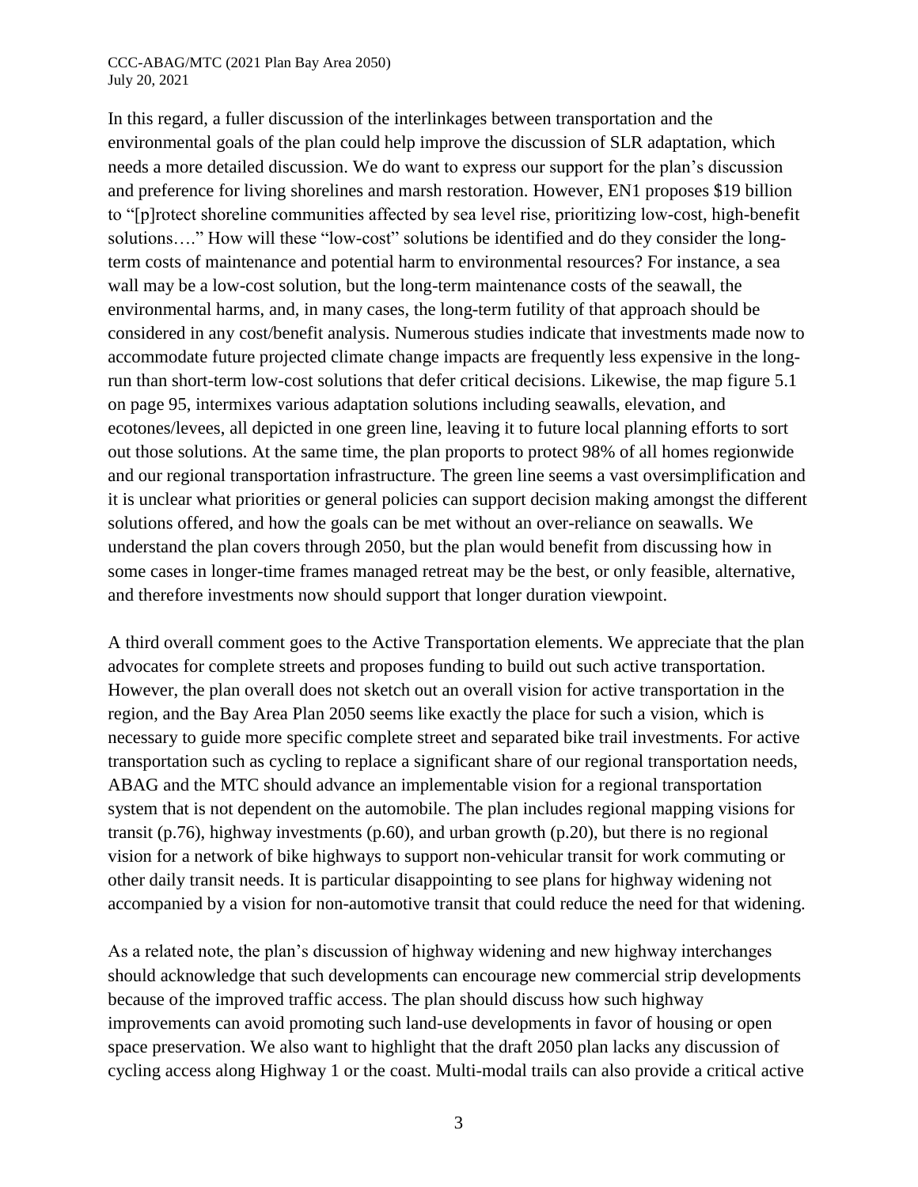In this regard, a fuller discussion of the interlinkages between transportation and the environmental goals of the plan could help improve the discussion of SLR adaptation, which needs a more detailed discussion. We do want to express our support for the plan's discussion and preference for living shorelines and marsh restoration. However, EN1 proposes $19 billion to "[p]rotect shoreline communities affected by sea level rise, prioritizing low-cost, high-benefit solutions…." How will these "low-cost" solutions be identified and do they consider the long-term costs of maintenance and potential harm to environmental resources? For instance, a sea wall may be a low-cost solution, but the long-term maintenance costs of the seawall, the environmental harms, and, in many cases, the long-term futility of that approach should be considered in any cost/benefit analysis. Numerous studies indicate that investments made now to accommodate future projected climate change impacts are frequently less expensive in the long-run than short-term low-cost solutions that defer critical decisions. Likewise, the map figure 5.1 on page 95, intermixes various adaptation solutions including seawalls, elevation, and ecotones/levees, all depicted in one green line, leaving it to future local planning efforts to sort out those solutions. At the same time, the plan proports to protect 98% of all homes regionwide and our regional transportation infrastructure. The green line seems a vast oversimplification and it is unclear what priorities or general policies can support decision making amongst the different solutions offered, and how the goals can be met without an over-reliance on seawalls. We understand the plan covers through 2050, but the plan would benefit from discussing how in some cases in longer-time frames managed retreat may be the best, or only feasible, alternative, and therefore investments now should support that longer duration viewpoint.

A third overall comment goes to the Active Transportation elements. We appreciate that the plan advocates for complete streets and proposes funding to build out such active transportation. However, the plan overall does not sketch out an overall vision for active transportation in the region, and the Bay Area Plan 2050 seems like exactly the place for such a vision, which is necessary to guide more specific complete street and separated bike trail investments. For active transportation such as cycling to replace a significant share of our regional transportation needs, ABAG and the MTC should advance an implementable vision for a regional transportation system that is not dependent on the automobile. The plan includes regional mapping visions for transit (p.76), highway investments (p.60), and urban growth (p.20), but there is no regional vision for a network of bike highways to support non-vehicular transit for work commuting or other daily transit needs. It is particular disappointing to see plans for highway widening not accompanied by a vision for non-automotive transit that could reduce the need for that widening.

As a related note, the plan's discussion of highway widening and new highway interchanges should acknowledge that such developments can encourage new commercial strip developments because of the improved traffic access. The plan should discuss how such highway improvements can avoid promoting such land-use developments in favor of housing or open space preservation. We also want to highlight that the draft 2050 plan lacks any discussion of cycling access along Highway 1 or the coast. Multi-modal trails can also provide a critical active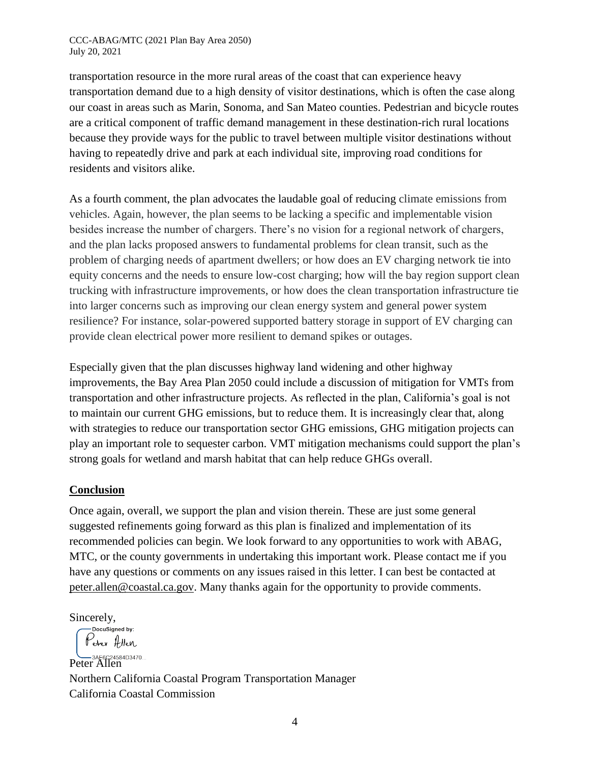transportation resource in the more rural areas of the coast that can experience heavy transportation demand due to a high density of visitor destinations, which is often the case along our coast in areas such as Marin, Sonoma, and San Mateo counties. Pedestrian and bicycle routes are a critical component of traffic demand management in these destination-rich rural locations because they provide ways for the public to travel between multiple visitor destinations without having to repeatedly drive and park at each individual site, improving road conditions for residents and visitors alike.

As a fourth comment, the plan advocates the laudable goal of reducing climate emissions from vehicles. Again, however, the plan seems to be lacking a specific and implementable vision besides increase the number of chargers. There's no vision for a regional network of chargers, and the plan lacks proposed answers to fundamental problems for clean transit, such as the problem of charging needs of apartment dwellers; or how does an EV charging network tie into equity concerns and the needs to ensure low-cost charging; how will the bay region support clean trucking with infrastructure improvements, or how does the clean transportation infrastructure tie into larger concerns such as improving our clean energy system and general power system resilience? For instance, solar-powered supported battery storage in support of EV charging can provide clean electrical power more resilient to demand spikes or outages.

Especially given that the plan discusses highway land widening and other highway improvements, the Bay Area Plan 2050 could include a discussion of mitigation for VMTs from transportation and other infrastructure projects. As reflected in the plan, California's goal is not to maintain our current GHG emissions, but to reduce them. It is increasingly clear that, along with strategies to reduce our transportation sector GHG emissions, GHG mitigation projects can play an important role to sequester carbon. VMT mitigation mechanisms could support the plan's strong goals for wetland and marsh habitat that can help reduce GHGs overall.

## Conclusion

Once again, overall, we support the plan and vision therein. These are just some general suggested refinements going forward as this plan is finalized and implementation of its recommended policies can begin. We look forward to any opportunities to work with ABAG, MTC, or the county governments in undertaking this important work. Please contact me if you have any questions or comments on any issues raised in this letter. I can best be contacted at peter.allen@coastal.ca.gov. Many thanks again for the opportunity to provide comments.

Sincerely,

DocuSigned by:
Peter Allen
3AE6C24584D3470...

Peter Allen
Northern California Coastal Program Transportation Manager
California Coastal Commission